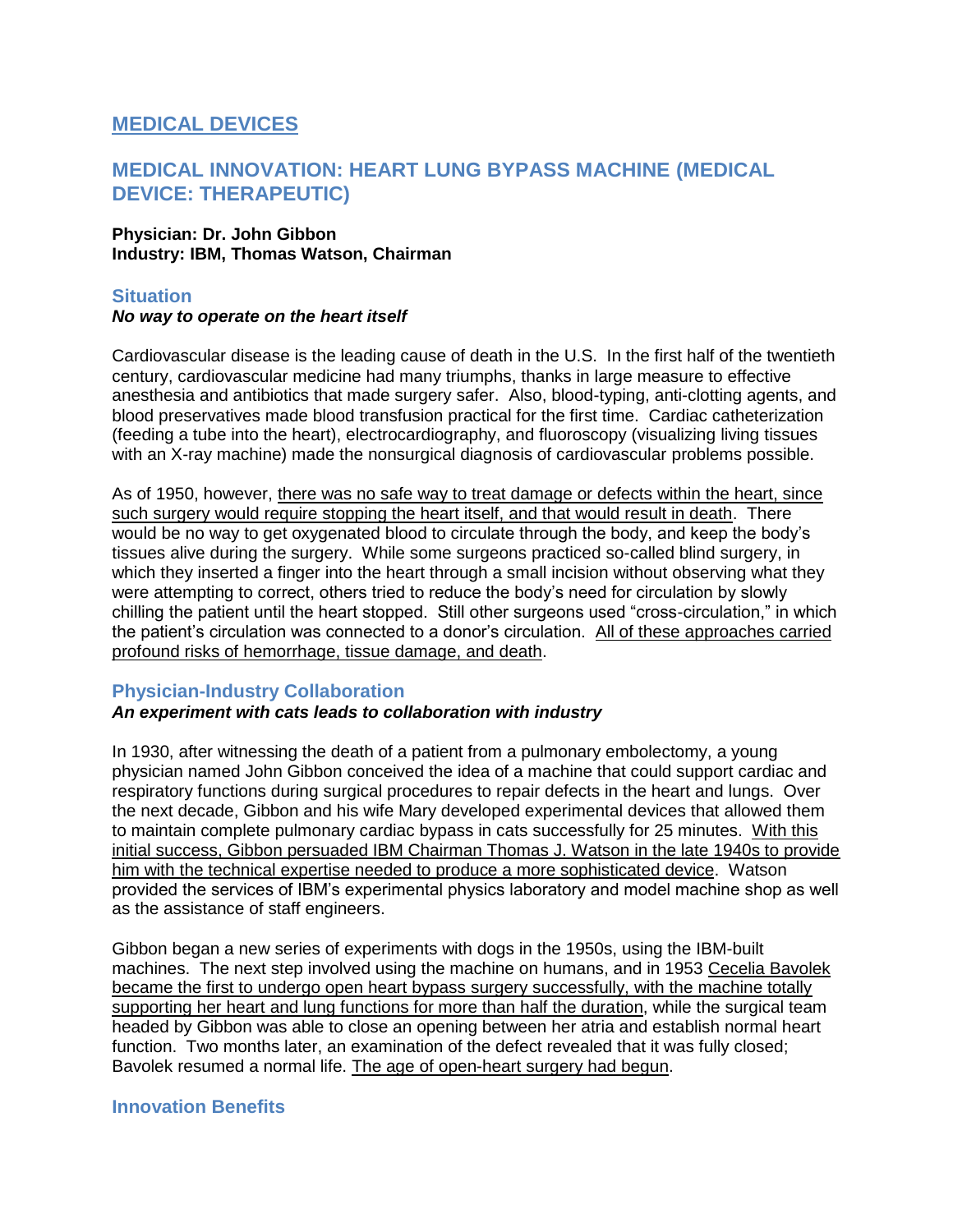# MEDICAL DEVICES

## MEDICAL INNOVATION: HEART LUNG BYPASS MACHINE (MEDICAL DEVICE: THERAPEUTIC)

**Physician: Dr. John Gibbon**
**Industry: IBM, Thomas Watson, Chairman**

### Situation

***No way to operate on the heart itself***

Cardiovascular disease is the leading cause of death in the U.S. In the first half of the twentieth century, cardiovascular medicine had many triumphs, thanks in large measure to effective anesthesia and antibiotics that made surgery safer. Also, blood-typing, anti-clotting agents, and blood preservatives made blood transfusion practical for the first time. Cardiac catheterization (feeding a tube into the heart), electrocardiography, and fluoroscopy (visualizing living tissues with an X-ray machine) made the nonsurgical diagnosis of cardiovascular problems possible.

As of 1950, however, <u>there was no safe way to treat damage or defects within the heart, since such surgery would require stopping the heart itself, and that would result in death</u>. There would be no way to get oxygenated blood to circulate through the body, and keep the body's tissues alive during the surgery. While some surgeons practiced so-called blind surgery, in which they inserted a finger into the heart through a small incision without observing what they were attempting to correct, others tried to reduce the body's need for circulation by slowly chilling the patient until the heart stopped. Still other surgeons used "cross-circulation," in which the patient's circulation was connected to a donor's circulation. <u>All of these approaches carried profound risks of hemorrhage, tissue damage, and death</u>.

### Physician-Industry Collaboration

***An experiment with cats leads to collaboration with industry***

In 1930, after witnessing the death of a patient from a pulmonary embolectomy, a young physician named John Gibbon conceived the idea of a machine that could support cardiac and respiratory functions during surgical procedures to repair defects in the heart and lungs. Over the next decade, Gibbon and his wife Mary developed experimental devices that allowed them to maintain complete pulmonary cardiac bypass in cats successfully for 25 minutes. <u>With this initial success, Gibbon persuaded IBM Chairman Thomas J. Watson in the late 1940s to provide him with the technical expertise needed to produce a more sophisticated device</u>. Watson provided the services of IBM's experimental physics laboratory and model machine shop as well as the assistance of staff engineers.

Gibbon began a new series of experiments with dogs in the 1950s, using the IBM-built machines. The next step involved using the machine on humans, and in 1953 <u>Cecelia Bavolek became the first to undergo open heart bypass surgery successfully, with the machine totally supporting her heart and lung functions for more than half the duration</u>, while the surgical team headed by Gibbon was able to close an opening between her atria and establish normal heart function. Two months later, an examination of the defect revealed that it was fully closed; Bavolek resumed a normal life. <u>The age of open-heart surgery had begun</u>.

### Innovation Benefits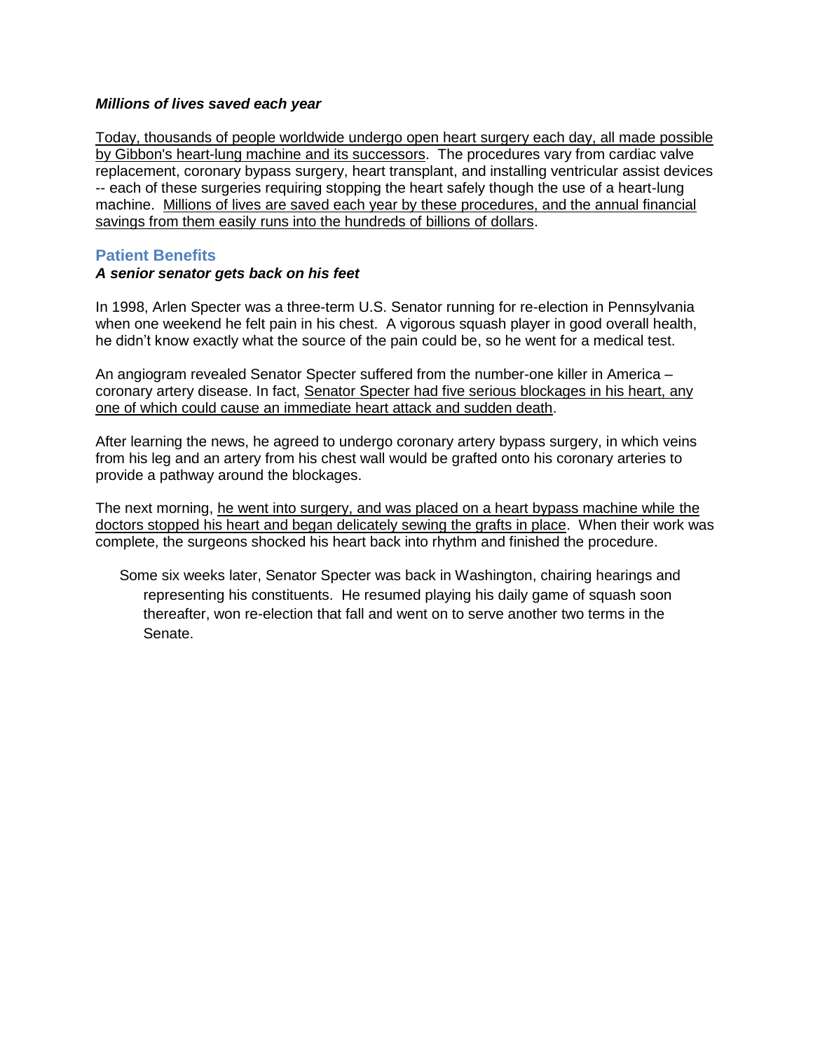***Millions of lives saved each year***

Today, thousands of people worldwide undergo open heart surgery each day, all made possible by Gibbon's heart-lung machine and its successors. The procedures vary from cardiac valve replacement, coronary bypass surgery, heart transplant, and installing ventricular assist devices -- each of these surgeries requiring stopping the heart safely though the use of a heart-lung machine. Millions of lives are saved each year by these procedures, and the annual financial savings from them easily runs into the hundreds of billions of dollars.

## Patient Benefits

***A senior senator gets back on his feet***

In 1998, Arlen Specter was a three-term U.S. Senator running for re-election in Pennsylvania when one weekend he felt pain in his chest. A vigorous squash player in good overall health, he didn't know exactly what the source of the pain could be, so he went for a medical test.

An angiogram revealed Senator Specter suffered from the number-one killer in America – coronary artery disease. In fact, Senator Specter had five serious blockages in his heart, any one of which could cause an immediate heart attack and sudden death.

After learning the news, he agreed to undergo coronary artery bypass surgery, in which veins from his leg and an artery from his chest wall would be grafted onto his coronary arteries to provide a pathway around the blockages.

The next morning, he went into surgery, and was placed on a heart bypass machine while the doctors stopped his heart and began delicately sewing the grafts in place. When their work was complete, the surgeons shocked his heart back into rhythm and finished the procedure.

Some six weeks later, Senator Specter was back in Washington, chairing hearings and representing his constituents. He resumed playing his daily game of squash soon thereafter, won re-election that fall and went on to serve another two terms in the Senate.